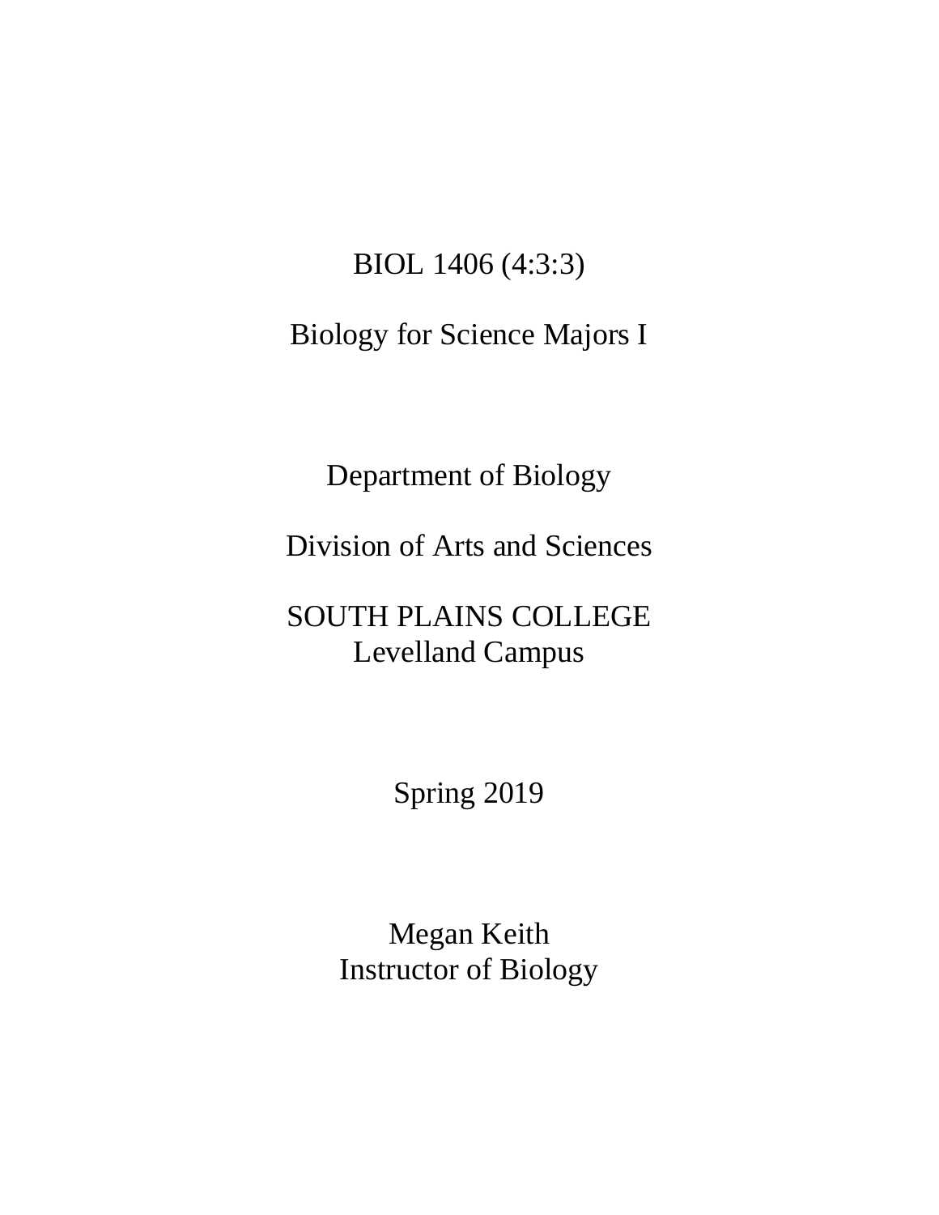# BIOL 1406 (4:3:3)

## Biology for Science Majors I

Department of Biology

Division of Arts and Sciences

SOUTH PLAINS COLLEGE
Levelland Campus

Spring 2019

Megan Keith
Instructor of Biology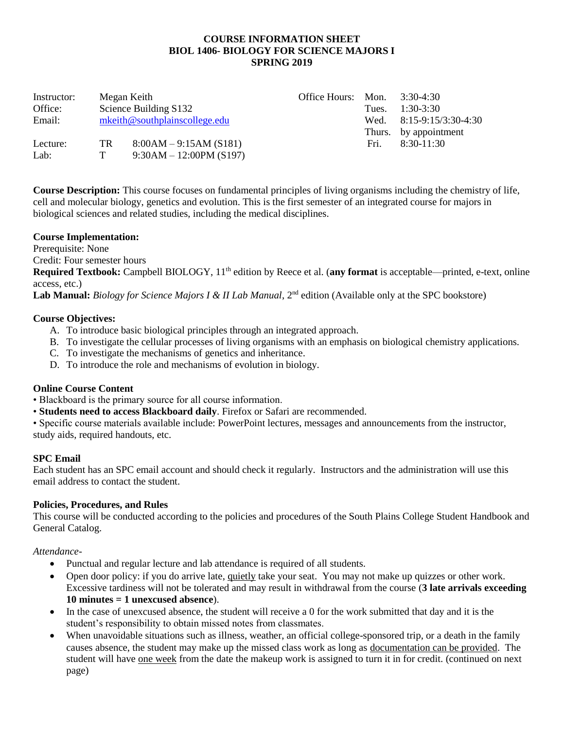**COURSE INFORMATION SHEET**
**BIOL 1406- BIOLOGY FOR SCIENCE MAJORS I**
**SPRING 2019**

| | | | Office Hours: | |
|---|---|---|---|---|
| Instructor: | Megan Keith | | Mon. | 3:30-4:30 |
| Office: | Science Building S132 | | Tues. | 1:30-3:30 |
| Email: | mkeith@southplainscollege.edu | | Wed. | 8:15-9:15/3:30-4:30 |
| | | | Thurs. | by appointment |
| Lecture: | TR | 8:00AM – 9:15AM (S181) | Fri. | 8:30-11:30 |
| Lab: | T | 9:30AM – 12:00PM (S197) | | |

**Course Description:** This course focuses on fundamental principles of living organisms including the chemistry of life, cell and molecular biology, genetics and evolution. This is the first semester of an integrated course for majors in biological sciences and related studies, including the medical disciplines.

**Course Implementation:**
Prerequisite: None
Credit: Four semester hours
**Required Textbook:** Campbell BIOLOGY, 11th edition by Reece et al. (**any format** is acceptable—printed, e-text, online access, etc.)
**Lab Manual:** *Biology for Science Majors I & II Lab Manual*, 2nd edition (Available only at the SPC bookstore)

**Course Objectives:**

A. To introduce basic biological principles through an integrated approach.
B. To investigate the cellular processes of living organisms with an emphasis on biological chemistry applications.
C. To investigate the mechanisms of genetics and inheritance.
D. To introduce the role and mechanisms of evolution in biology.

**Online Course Content**

• Blackboard is the primary source for all course information.
• **Students need to access Blackboard daily**. Firefox or Safari are recommended.
• Specific course materials available include: PowerPoint lectures, messages and announcements from the instructor, study aids, required handouts, etc.

**SPC Email**

Each student has an SPC email account and should check it regularly. Instructors and the administration will use this email address to contact the student.

**Policies, Procedures, and Rules**

This course will be conducted according to the policies and procedures of the South Plains College Student Handbook and General Catalog.

*Attendance-*

- Punctual and regular lecture and lab attendance is required of all students.
- Open door policy: if you do arrive late, quietly take your seat. You may not make up quizzes or other work. Excessive tardiness will not be tolerated and may result in withdrawal from the course (**3 late arrivals exceeding 10 minutes = 1 unexcused absence**).
- In the case of unexcused absence, the student will receive a 0 for the work submitted that day and it is the student's responsibility to obtain missed notes from classmates.
- When unavoidable situations such as illness, weather, an official college-sponsored trip, or a death in the family causes absence, the student may make up the missed class work as long as documentation can be provided. The student will have one week from the date the makeup work is assigned to turn it in for credit. (continued on next page)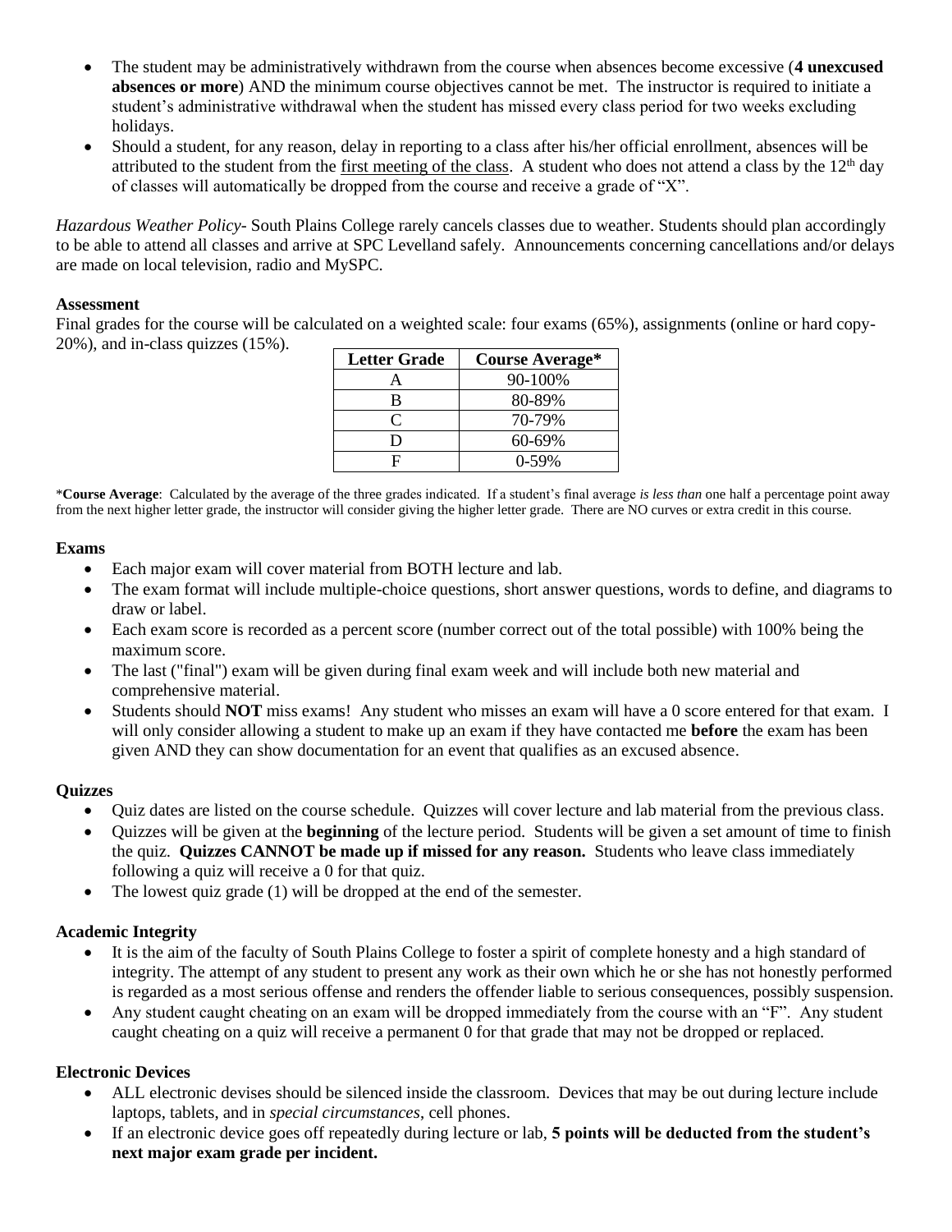- The student may be administratively withdrawn from the course when absences become excessive (**4 unexcused absences or more**) AND the minimum course objectives cannot be met. The instructor is required to initiate a student's administrative withdrawal when the student has missed every class period for two weeks excluding holidays.
- Should a student, for any reason, delay in reporting to a class after his/her official enrollment, absences will be attributed to the student from the first meeting of the class. A student who does not attend a class by the 12th day of classes will automatically be dropped from the course and receive a grade of "X".

*Hazardous Weather Policy*- South Plains College rarely cancels classes due to weather. Students should plan accordingly to be able to attend all classes and arrive at SPC Levelland safely. Announcements concerning cancellations and/or delays are made on local television, radio and MySPC.

**Assessment**

Final grades for the course will be calculated on a weighted scale: four exams (65%), assignments (online or hard copy- 20%), and in-class quizzes (15%).

| Letter Grade | Course Average* |
|---|---|
| A | 90-100% |
| B | 80-89% |
| C | 70-79% |
| D | 60-69% |
| F | 0-59% |

***Course Average**: Calculated by the average of the three grades indicated. If a student's final average *is less than* one half a percentage point away from the next higher letter grade, the instructor will consider giving the higher letter grade. There are NO curves or extra credit in this course.

**Exams**

- Each major exam will cover material from BOTH lecture and lab.
- The exam format will include multiple-choice questions, short answer questions, words to define, and diagrams to draw or label.
- Each exam score is recorded as a percent score (number correct out of the total possible) with 100% being the maximum score.
- The last ("final") exam will be given during final exam week and will include both new material and comprehensive material.
- Students should **NOT** miss exams! Any student who misses an exam will have a 0 score entered for that exam. I will only consider allowing a student to make up an exam if they have contacted me **before** the exam has been given AND they can show documentation for an event that qualifies as an excused absence.

**Quizzes**

- Quiz dates are listed on the course schedule. Quizzes will cover lecture and lab material from the previous class.
- Quizzes will be given at the **beginning** of the lecture period. Students will be given a set amount of time to finish the quiz. **Quizzes CANNOT be made up if missed for any reason.** Students who leave class immediately following a quiz will receive a 0 for that quiz.
- The lowest quiz grade (1) will be dropped at the end of the semester.

**Academic Integrity**

- It is the aim of the faculty of South Plains College to foster a spirit of complete honesty and a high standard of integrity. The attempt of any student to present any work as their own which he or she has not honestly performed is regarded as a most serious offense and renders the offender liable to serious consequences, possibly suspension.
- Any student caught cheating on an exam will be dropped immediately from the course with an "F". Any student caught cheating on a quiz will receive a permanent 0 for that grade that may not be dropped or replaced.

**Electronic Devices**

- ALL electronic devises should be silenced inside the classroom. Devices that may be out during lecture include laptops, tablets, and in *special circumstances*, cell phones.
- If an electronic device goes off repeatedly during lecture or lab, **5 points will be deducted from the student's next major exam grade per incident.**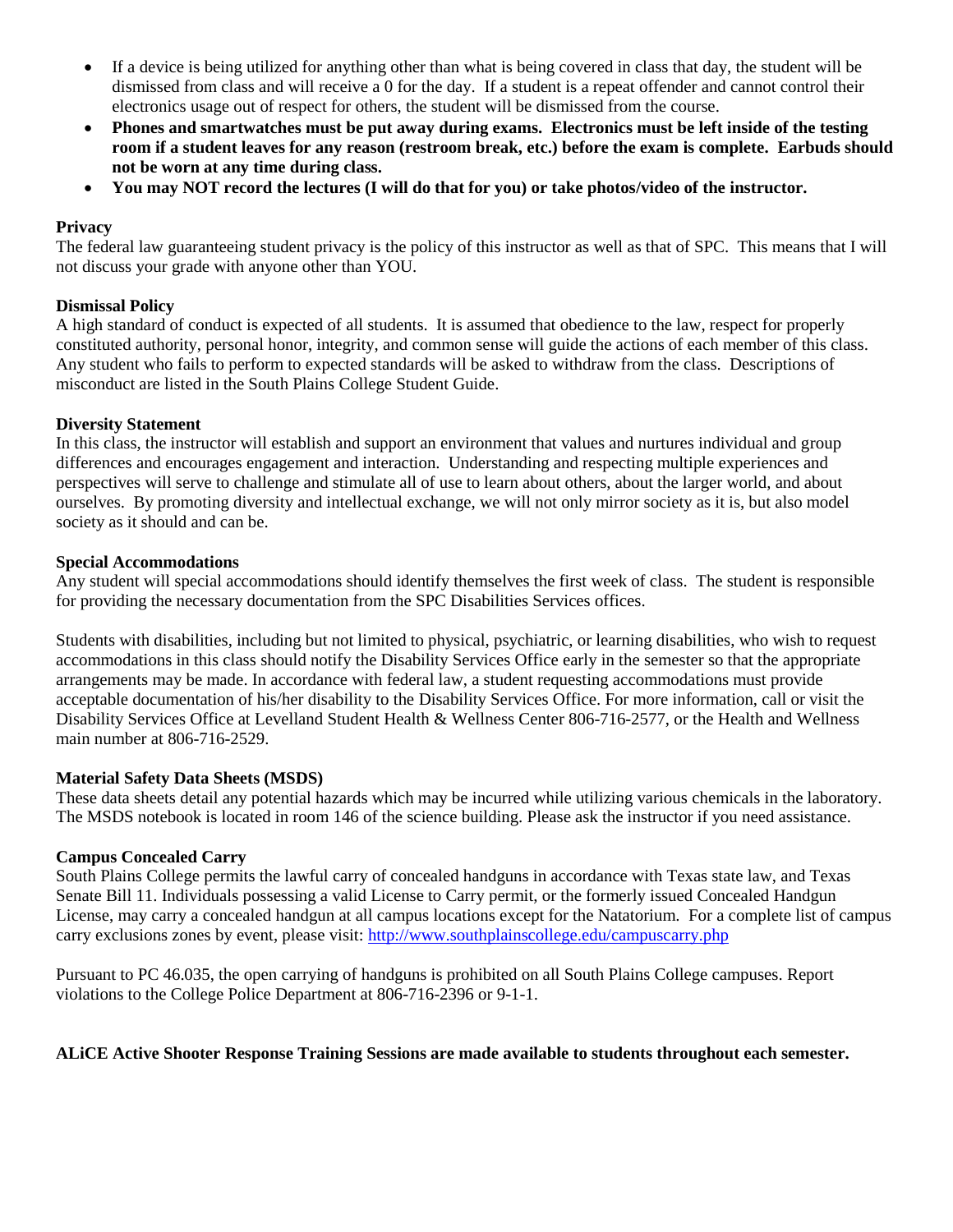- If a device is being utilized for anything other than what is being covered in class that day, the student will be dismissed from class and will receive a 0 for the day. If a student is a repeat offender and cannot control their electronics usage out of respect for others, the student will be dismissed from the course.
- **Phones and smartwatches must be put away during exams. Electronics must be left inside of the testing room if a student leaves for any reason (restroom break, etc.) before the exam is complete. Earbuds should not be worn at any time during class.**
- **You may NOT record the lectures (I will do that for you) or take photos/video of the instructor.**

**Privacy**

The federal law guaranteeing student privacy is the policy of this instructor as well as that of SPC. This means that I will not discuss your grade with anyone other than YOU.

**Dismissal Policy**

A high standard of conduct is expected of all students. It is assumed that obedience to the law, respect for properly constituted authority, personal honor, integrity, and common sense will guide the actions of each member of this class. Any student who fails to perform to expected standards will be asked to withdraw from the class. Descriptions of misconduct are listed in the South Plains College Student Guide.

**Diversity Statement**

In this class, the instructor will establish and support an environment that values and nurtures individual and group differences and encourages engagement and interaction. Understanding and respecting multiple experiences and perspectives will serve to challenge and stimulate all of use to learn about others, about the larger world, and about ourselves. By promoting diversity and intellectual exchange, we will not only mirror society as it is, but also model society as it should and can be.

**Special Accommodations**

Any student will special accommodations should identify themselves the first week of class. The student is responsible for providing the necessary documentation from the SPC Disabilities Services offices.

Students with disabilities, including but not limited to physical, psychiatric, or learning disabilities, who wish to request accommodations in this class should notify the Disability Services Office early in the semester so that the appropriate arrangements may be made. In accordance with federal law, a student requesting accommodations must provide acceptable documentation of his/her disability to the Disability Services Office. For more information, call or visit the Disability Services Office at Levelland Student Health & Wellness Center 806-716-2577, or the Health and Wellness main number at 806-716-2529.

**Material Safety Data Sheets (MSDS)**

These data sheets detail any potential hazards which may be incurred while utilizing various chemicals in the laboratory. The MSDS notebook is located in room 146 of the science building. Please ask the instructor if you need assistance.

**Campus Concealed Carry**

South Plains College permits the lawful carry of concealed handguns in accordance with Texas state law, and Texas Senate Bill 11. Individuals possessing a valid License to Carry permit, or the formerly issued Concealed Handgun License, may carry a concealed handgun at all campus locations except for the Natatorium. For a complete list of campus carry exclusions zones by event, please visit: [http://www.southplainscollege.edu/campuscarry.php](http://www.southplainscollege.edu/campuscarry.php)

Pursuant to PC 46.035, the open carrying of handguns is prohibited on all South Plains College campuses. Report violations to the College Police Department at 806-716-2396 or 9-1-1.

**ALiCE Active Shooter Response Training Sessions are made available to students throughout each semester.**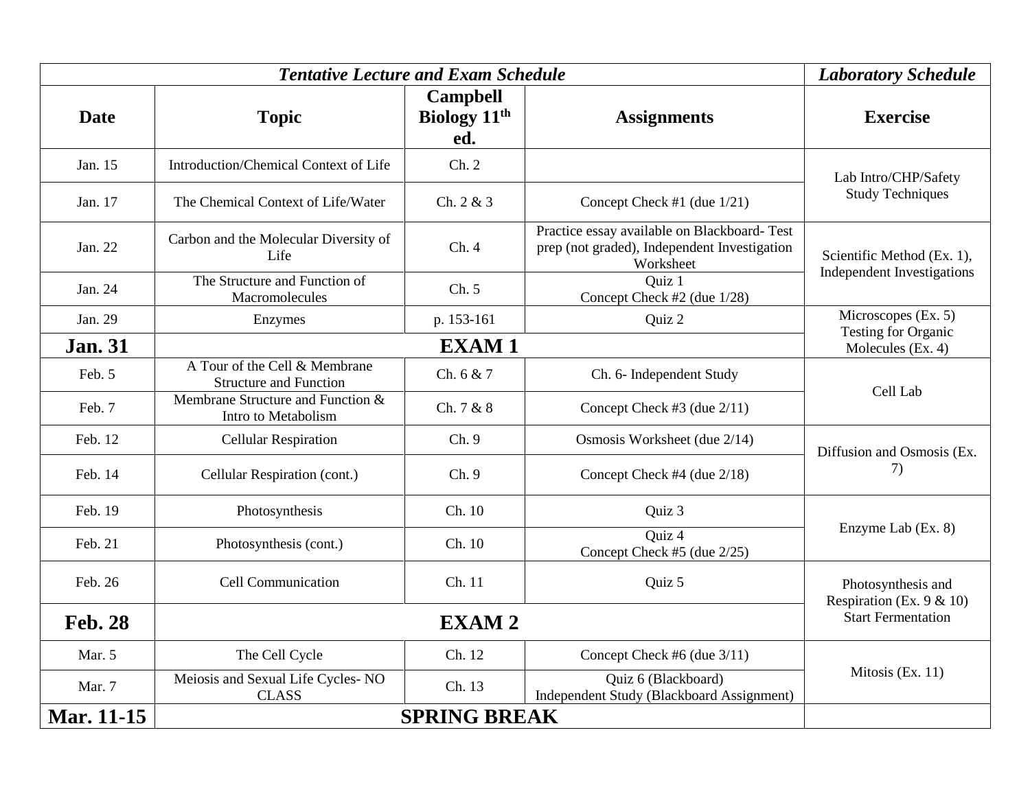| *Tentative Lecture and Exam Schedule* | | | | *Laboratory Schedule* |
|---|---|---|---|---|
| **Date** | **Topic** | **Campbell Biology 11th ed.** | **Assignments** | **Exercise** |
| Jan. 15 | Introduction/Chemical Context of Life | Ch. 2 | | Lab Intro/CHP/Safety Study Techniques |
| Jan. 17 | The Chemical Context of Life/Water | Ch. 2 & 3 | Concept Check #1 (due 1/21) | |
| Jan. 22 | Carbon and the Molecular Diversity of Life | Ch. 4 | Practice essay available on Blackboard- Test prep (not graded), Independent Investigation Worksheet | Scientific Method (Ex. 1), Independent Investigations |
| Jan. 24 | The Structure and Function of Macromolecules | Ch. 5 | Quiz 1<br>Concept Check #2 (due 1/28) | |
| Jan. 29 | Enzymes | p. 153-161 | Quiz 2 | Microscopes (Ex. 5) Testing for Organic Molecules (Ex. 4) |
| **Jan. 31** | **EXAM 1** | | | |
| Feb. 5 | A Tour of the Cell & Membrane Structure and Function | Ch. 6 & 7 | Ch. 6- Independent Study | Cell Lab |
| Feb. 7 | Membrane Structure and Function & Intro to Metabolism | Ch. 7 & 8 | Concept Check #3 (due 2/11) | |
| Feb. 12 | Cellular Respiration | Ch. 9 | Osmosis Worksheet (due 2/14) | Diffusion and Osmosis (Ex. 7) |
| Feb. 14 | Cellular Respiration (cont.) | Ch. 9 | Concept Check #4 (due 2/18) | |
| Feb. 19 | Photosynthesis | Ch. 10 | Quiz 3 | Enzyme Lab (Ex. 8) |
| Feb. 21 | Photosynthesis (cont.) | Ch. 10 | Quiz 4<br>Concept Check #5 (due 2/25) | |
| Feb. 26 | Cell Communication | Ch. 11 | Quiz 5 | Photosynthesis and Respiration (Ex. 9 & 10) Start Fermentation |
| **Feb. 28** | **EXAM 2** | | | |
| Mar. 5 | The Cell Cycle | Ch. 12 | Concept Check #6 (due 3/11) | Mitosis (Ex. 11) |
| Mar. 7 | Meiosis and Sexual Life Cycles- NO CLASS | Ch. 13 | Quiz 6 (Blackboard)<br>Independent Study (Blackboard Assignment) | |
| **Mar. 11-15** | **SPRING BREAK** | | | |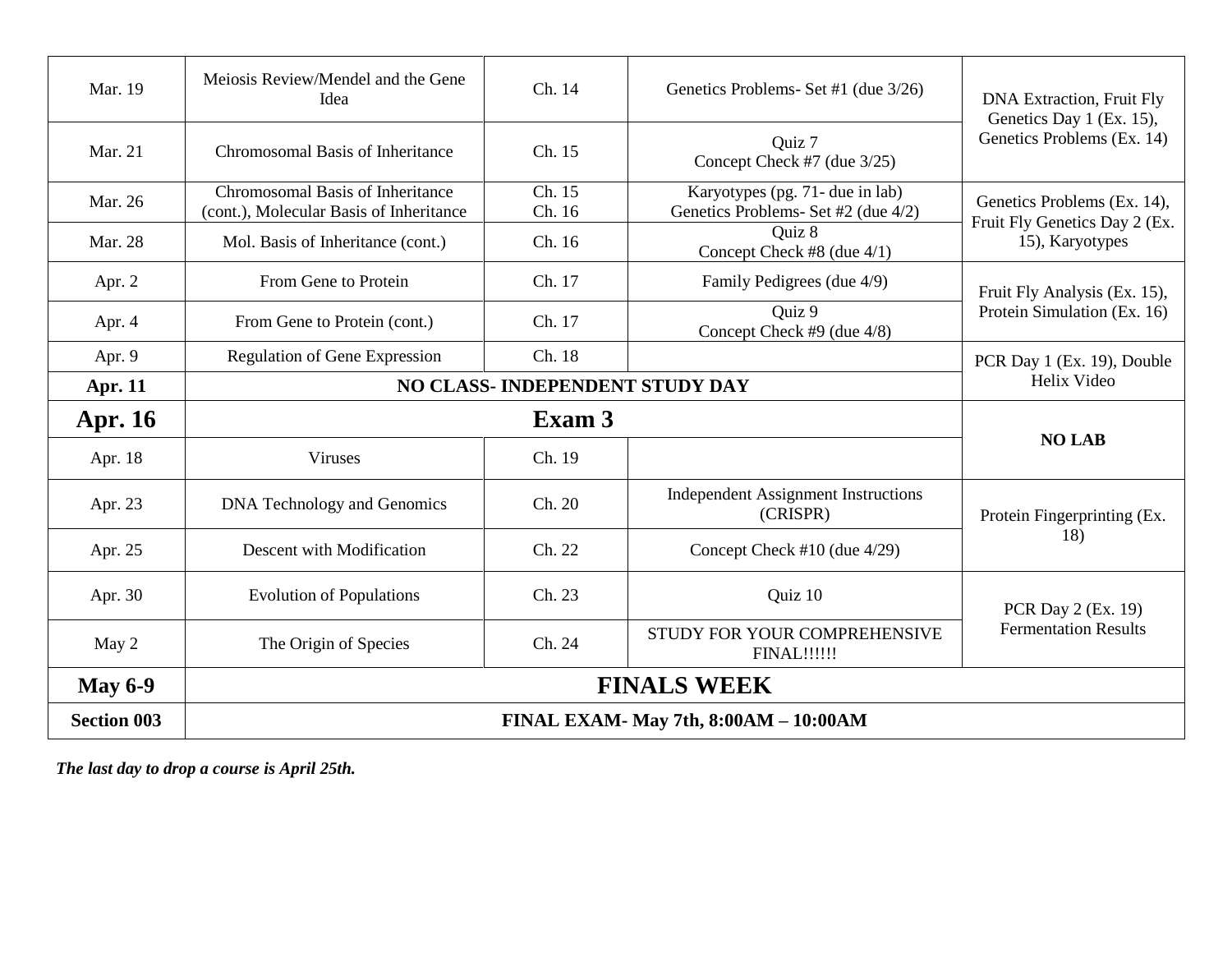| | | | | |
|---|---|---|---|---|
| Mar. 19 | Meiosis Review/Mendel and the Gene Idea | Ch. 14 | Genetics Problems- Set #1 (due 3/26) | DNA Extraction, Fruit Fly Genetics Day 1 (Ex. 15), Genetics Problems (Ex. 14) |
| Mar. 21 | Chromosomal Basis of Inheritance | Ch. 15 | Quiz 7<br>Concept Check #7 (due 3/25) | |
| Mar. 26 | Chromosomal Basis of Inheritance (cont.), Molecular Basis of Inheritance | Ch. 15<br>Ch. 16 | Karyotypes (pg. 71- due in lab)<br>Genetics Problems- Set #2 (due 4/2) | Genetics Problems (Ex. 14), Fruit Fly Genetics Day 2 (Ex. 15), Karyotypes |
| Mar. 28 | Mol. Basis of Inheritance (cont.) | Ch. 16 | Quiz 8<br>Concept Check #8 (due 4/1) | |
| Apr. 2 | From Gene to Protein | Ch. 17 | Family Pedigrees (due 4/9) | Fruit Fly Analysis (Ex. 15), Protein Simulation (Ex. 16) |
| Apr. 4 | From Gene to Protein (cont.) | Ch. 17 | Quiz 9<br>Concept Check #9 (due 4/8) | |
| Apr. 9 | Regulation of Gene Expression | Ch. 18 | | PCR Day 1 (Ex. 19), Double Helix Video |
| **Apr. 11** | **NO CLASS- INDEPENDENT STUDY DAY** | | | |
| **Apr. 16** | **Exam 3** | | | **NO LAB** |
| Apr. 18 | Viruses | Ch. 19 | | |
| Apr. 23 | DNA Technology and Genomics | Ch. 20 | Independent Assignment Instructions (CRISPR) | Protein Fingerprinting (Ex. 18) |
| Apr. 25 | Descent with Modification | Ch. 22 | Concept Check #10 (due 4/29) | |
| Apr. 30 | Evolution of Populations | Ch. 23 | Quiz 10 | PCR Day 2 (Ex. 19)<br>Fermentation Results |
| May 2 | The Origin of Species | Ch. 24 | STUDY FOR YOUR COMPREHENSIVE FINAL!!!!!! | |
| **May 6-9** | **FINALS WEEK** | | | |
| **Section 003** | **FINAL EXAM- May 7th, 8:00AM – 10:00AM** | | | |

***The last day to drop a course is April 25th.***